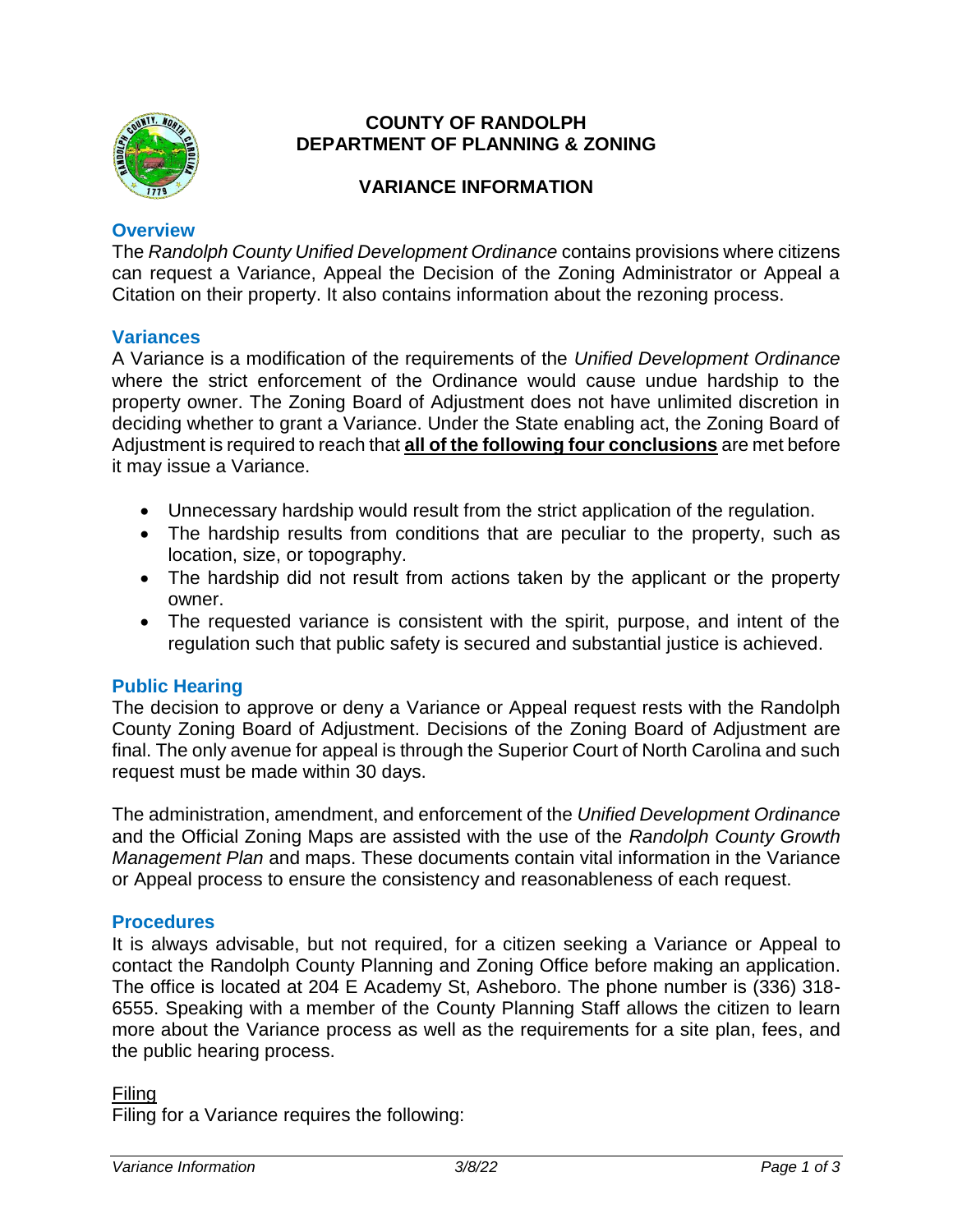# COUNTY OF RANDOLPH
# DEPARTMENT OF PLANNING & ZONING

## VARIANCE INFORMATION

### Overview

The *Randolph County Unified Development Ordinance* contains provisions where citizens can request a Variance, Appeal the Decision of the Zoning Administrator or Appeal a Citation on their property. It also contains information about the rezoning process.

### Variances

A Variance is a modification of the requirements of the *Unified Development Ordinance* where the strict enforcement of the Ordinance would cause undue hardship to the property owner. The Zoning Board of Adjustment does not have unlimited discretion in deciding whether to grant a Variance. Under the State enabling act, the Zoning Board of Adjustment is required to reach that **all of the following four conclusions** are met before it may issue a Variance.

- Unnecessary hardship would result from the strict application of the regulation.
- The hardship results from conditions that are peculiar to the property, such as location, size, or topography.
- The hardship did not result from actions taken by the applicant or the property owner.
- The requested variance is consistent with the spirit, purpose, and intent of the regulation such that public safety is secured and substantial justice is achieved.

### Public Hearing

The decision to approve or deny a Variance or Appeal request rests with the Randolph County Zoning Board of Adjustment. Decisions of the Zoning Board of Adjustment are final. The only avenue for appeal is through the Superior Court of North Carolina and such request must be made within 30 days.

The administration, amendment, and enforcement of the *Unified Development Ordinance* and the Official Zoning Maps are assisted with the use of the *Randolph County Growth Management Plan* and maps. These documents contain vital information in the Variance or Appeal process to ensure the consistency and reasonableness of each request.

### Procedures

It is always advisable, but not required, for a citizen seeking a Variance or Appeal to contact the Randolph County Planning and Zoning Office before making an application. The office is located at 204 E Academy St, Asheboro. The phone number is (336) 318-6555. Speaking with a member of the County Planning Staff allows the citizen to learn more about the Variance process as well as the requirements for a site plan, fees, and the public hearing process.

Filing

Filing for a Variance requires the following: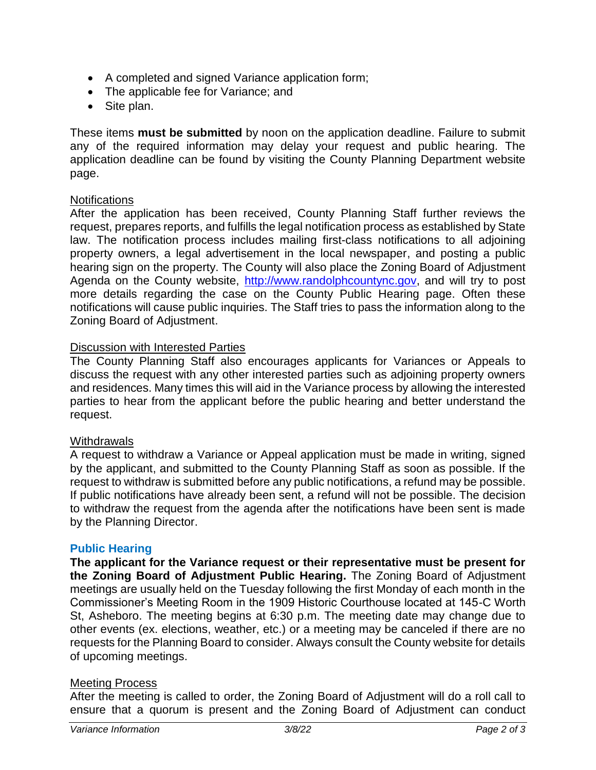- A completed and signed Variance application form;
- The applicable fee for Variance; and
- Site plan.

These items **must be submitted** by noon on the application deadline. Failure to submit any of the required information may delay your request and public hearing. The application deadline can be found by visiting the County Planning Department website page.

Notifications

After the application has been received, County Planning Staff further reviews the request, prepares reports, and fulfills the legal notification process as established by State law. The notification process includes mailing first-class notifications to all adjoining property owners, a legal advertisement in the local newspaper, and posting a public hearing sign on the property. The County will also place the Zoning Board of Adjustment Agenda on the County website, [http://www.randolphcountync.gov](http://www.randolphcountync.gov), and will try to post more details regarding the case on the County Public Hearing page. Often these notifications will cause public inquiries. The Staff tries to pass the information along to the Zoning Board of Adjustment.

Discussion with Interested Parties

The County Planning Staff also encourages applicants for Variances or Appeals to discuss the request with any other interested parties such as adjoining property owners and residences. Many times this will aid in the Variance process by allowing the interested parties to hear from the applicant before the public hearing and better understand the request.

Withdrawals

A request to withdraw a Variance or Appeal application must be made in writing, signed by the applicant, and submitted to the County Planning Staff as soon as possible. If the request to withdraw is submitted before any public notifications, a refund may be possible. If public notifications have already been sent, a refund will not be possible. The decision to withdraw the request from the agenda after the notifications have been sent is made by the Planning Director.

## Public Hearing

**The applicant for the Variance request or their representative must be present for the Zoning Board of Adjustment Public Hearing.** The Zoning Board of Adjustment meetings are usually held on the Tuesday following the first Monday of each month in the Commissioner's Meeting Room in the 1909 Historic Courthouse located at 145-C Worth St, Asheboro. The meeting begins at 6:30 p.m. The meeting date may change due to other events (ex. elections, weather, etc.) or a meeting may be canceled if there are no requests for the Planning Board to consider. Always consult the County website for details of upcoming meetings.

Meeting Process

After the meeting is called to order, the Zoning Board of Adjustment will do a roll call to ensure that a quorum is present and the Zoning Board of Adjustment can conduct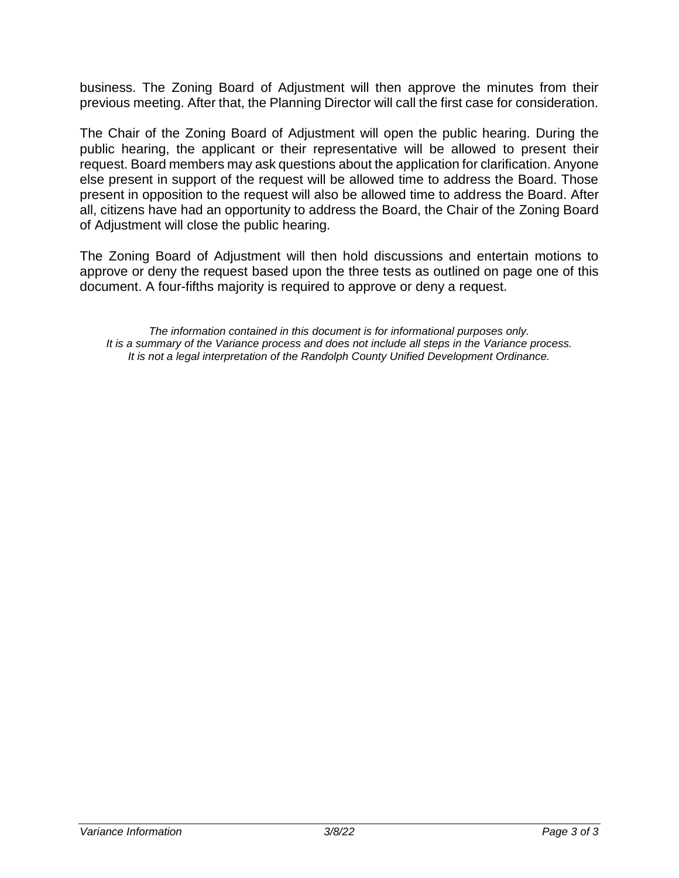business. The Zoning Board of Adjustment will then approve the minutes from their previous meeting. After that, the Planning Director will call the first case for consideration.

The Chair of the Zoning Board of Adjustment will open the public hearing. During the public hearing, the applicant or their representative will be allowed to present their request. Board members may ask questions about the application for clarification. Anyone else present in support of the request will be allowed time to address the Board. Those present in opposition to the request will also be allowed time to address the Board. After all, citizens have had an opportunity to address the Board, the Chair of the Zoning Board of Adjustment will close the public hearing.

The Zoning Board of Adjustment will then hold discussions and entertain motions to approve or deny the request based upon the three tests as outlined on page one of this document. A four-fifths majority is required to approve or deny a request.

*The information contained in this document is for informational purposes only.*
*It is a summary of the Variance process and does not include all steps in the Variance process.*
*It is not a legal interpretation of the Randolph County Unified Development Ordinance.*